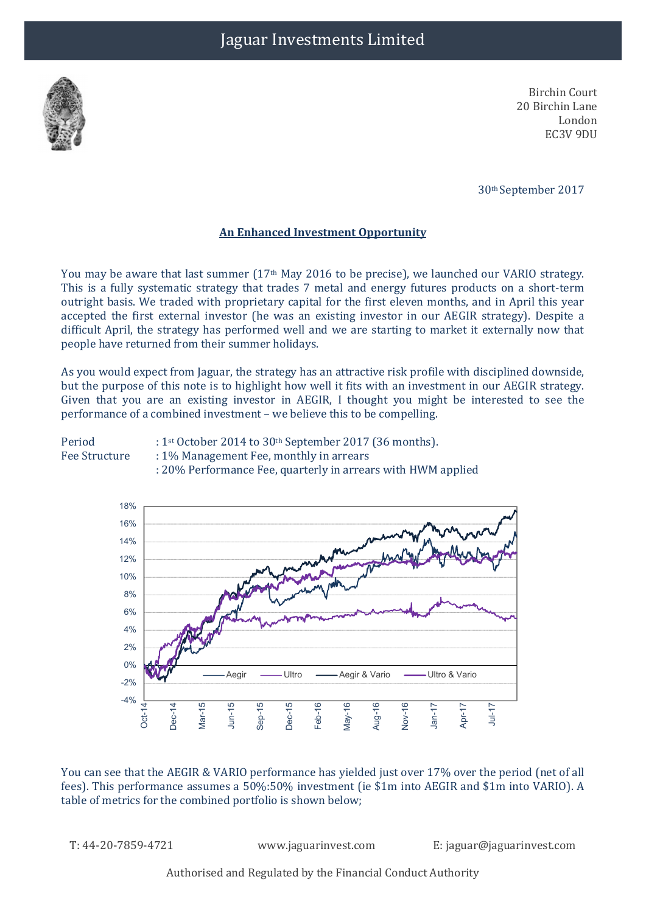# Jaguar Investments Limited

Birchin Court
20 Birchin Lane
London
EC3V 9DU

30th September 2017

**An Enhanced Investment Opportunity**

You may be aware that last summer (17th May 2016 to be precise), we launched our VARIO strategy. This is a fully systematic strategy that trades 7 metal and energy futures products on a short-term outright basis. We traded with proprietary capital for the first eleven months, and in April this year accepted the first external investor (he was an existing investor in our AEGIR strategy). Despite a difficult April, the strategy has performed well and we are starting to market it externally now that people have returned from their summer holidays.

As you would expect from Jaguar, the strategy has an attractive risk profile with disciplined downside, but the purpose of this note is to highlight how well it fits with an investment in our AEGIR strategy. Given that you are an existing investor in AEGIR, I thought you might be interested to see the performance of a combined investment – we believe this to be compelling.

Period : 1st October 2014 to 30th September 2017 (36 months).
Fee Structure : 1% Management Fee, monthly in arrears
: 20% Performance Fee, quarterly in arrears with HWM applied

You can see that the AEGIR & VARIO performance has yielded just over 17% over the period (net of all fees). This performance assumes a 50%:50% investment (ie $1m into AEGIR and $1m into VARIO). A table of metrics for the combined portfolio is shown below;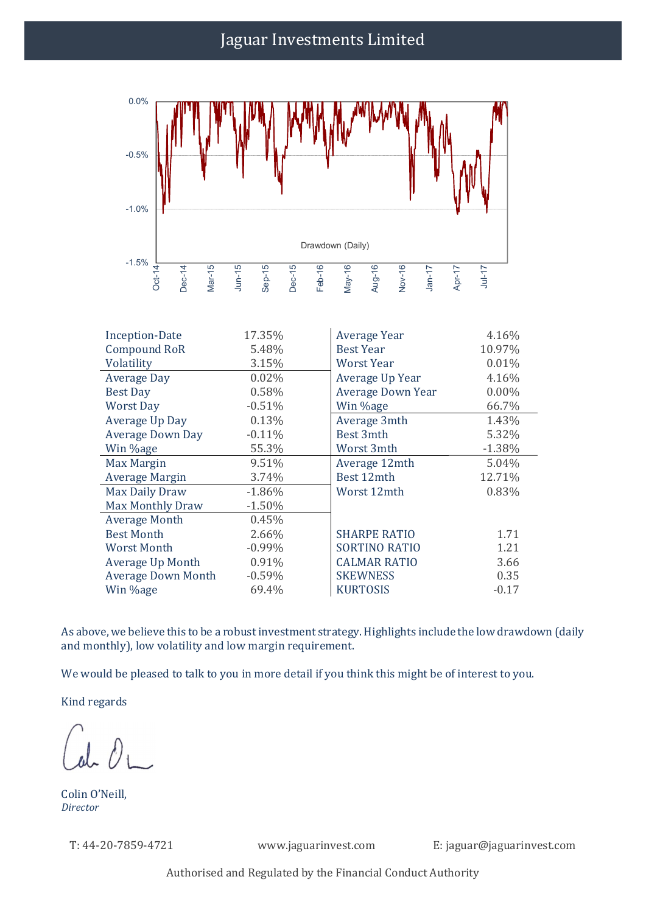| Metric | Value | Metric | Value |
|---|---|---|---|
| Inception-Date | 17.35% | Average Year | 4.16% |
| Compound RoR | 5.48% | Best Year | 10.97% |
| Volatility | 3.15% | Worst Year | 0.01% |
| Average Day | 0.02% | Average Up Year | 4.16% |
| Best Day | 0.58% | Average Down Year | 0.00% |
| Worst Day | -0.51% | Win %age | 66.7% |
| Average Up Day | 0.13% | Average 3mth | 1.43% |
| Average Down Day | -0.11% | Best 3mth | 5.32% |
| Win %age | 55.3% | Worst 3mth | -1.38% |
| Max Margin | 9.51% | Average 12mth | 5.04% |
| Average Margin | 3.74% | Best 12mth | 12.71% |
| Max Daily Draw | -1.86% | Worst 12mth | 0.83% |
| Max Monthly Draw | -1.50% | | |
| Average Month | 0.45% | | |
| Best Month | 2.66% | SHARPE RATIO | 1.71 |
| Worst Month | -0.99% | SORTINO RATIO | 1.21 |
| Average Up Month | 0.91% | CALMAR RATIO | 3.66 |
| Average Down Month | -0.59% | SKEWNESS | 0.35 |
| Win %age | 69.4% | KURTOSIS | -0.17 |

As above, we believe this to be a robust investment strategy. Highlights include the low drawdown (daily and monthly), low volatility and low margin requirement.

We would be pleased to talk to you in more detail if you think this might be of interest to you.

Kind regards

Colin O'Neill,
*Director*

T: 44-20-7859-4721 www.jaguarinvest.com E: jaguar@jaguarinvest.com

Authorised and Regulated by the Financial Conduct Authority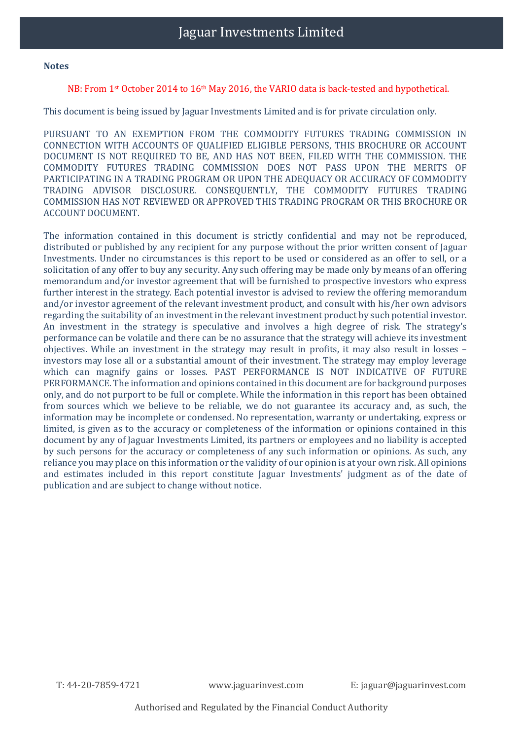**Notes**

NB: From 1st October 2014 to 16th May 2016, the VARIO data is back-tested and hypothetical.

This document is being issued by Jaguar Investments Limited and is for private circulation only.

PURSUANT TO AN EXEMPTION FROM THE COMMODITY FUTURES TRADING COMMISSION IN CONNECTION WITH ACCOUNTS OF QUALIFIED ELIGIBLE PERSONS, THIS BROCHURE OR ACCOUNT DOCUMENT IS NOT REQUIRED TO BE, AND HAS NOT BEEN, FILED WITH THE COMMISSION. THE COMMODITY FUTURES TRADING COMMISSION DOES NOT PASS UPON THE MERITS OF PARTICIPATING IN A TRADING PROGRAM OR UPON THE ADEQUACY OR ACCURACY OF COMMODITY TRADING ADVISOR DISCLOSURE. CONSEQUENTLY, THE COMMODITY FUTURES TRADING COMMISSION HAS NOT REVIEWED OR APPROVED THIS TRADING PROGRAM OR THIS BROCHURE OR ACCOUNT DOCUMENT.

The information contained in this document is strictly confidential and may not be reproduced, distributed or published by any recipient for any purpose without the prior written consent of Jaguar Investments. Under no circumstances is this report to be used or considered as an offer to sell, or a solicitation of any offer to buy any security. Any such offering may be made only by means of an offering memorandum and/or investor agreement that will be furnished to prospective investors who express further interest in the strategy. Each potential investor is advised to review the offering memorandum and/or investor agreement of the relevant investment product, and consult with his/her own advisors regarding the suitability of an investment in the relevant investment product by such potential investor. An investment in the strategy is speculative and involves a high degree of risk. The strategy's performance can be volatile and there can be no assurance that the strategy will achieve its investment objectives. While an investment in the strategy may result in profits, it may also result in losses – investors may lose all or a substantial amount of their investment. The strategy may employ leverage which can magnify gains or losses. PAST PERFORMANCE IS NOT INDICATIVE OF FUTURE PERFORMANCE. The information and opinions contained in this document are for background purposes only, and do not purport to be full or complete. While the information in this report has been obtained from sources which we believe to be reliable, we do not guarantee its accuracy and, as such, the information may be incomplete or condensed. No representation, warranty or undertaking, express or limited, is given as to the accuracy or completeness of the information or opinions contained in this document by any of Jaguar Investments Limited, its partners or employees and no liability is accepted by such persons for the accuracy or completeness of any such information or opinions. As such, any reliance you may place on this information or the validity of our opinion is at your own risk. All opinions and estimates included in this report constitute Jaguar Investments' judgment as of the date of publication and are subject to change without notice.